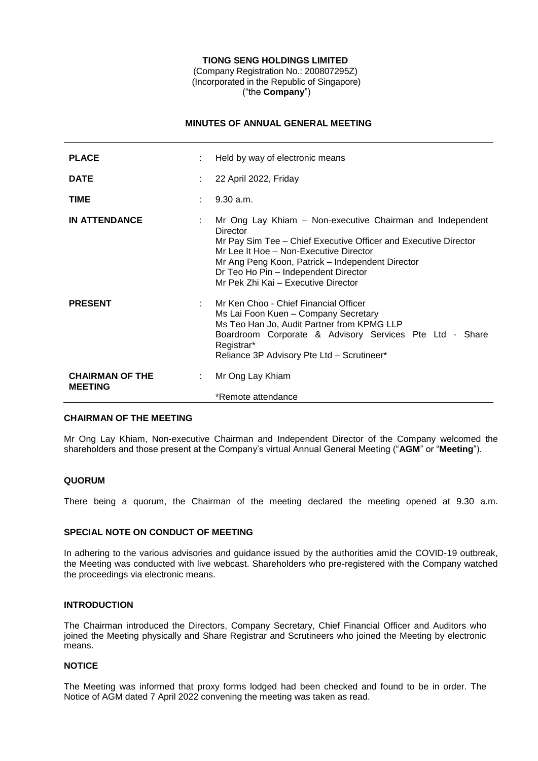**TIONG SENG HOLDINGS LIMITED**
(Company Registration No.: 200807295Z)
(Incorporated in the Republic of Singapore)
("the **Company**")

**MINUTES OF ANNUAL GENERAL MEETING**

| | | |
|---|---|---|
| **PLACE** | : | Held by way of electronic means |
| **DATE** | : | 22 April 2022, Friday |
| **TIME** | : | 9.30 a.m. |
| **IN ATTENDANCE** | : | Mr Ong Lay Khiam – Non-executive Chairman and Independent Director<br>Mr Pay Sim Tee – Chief Executive Officer and Executive Director<br>Mr Lee It Hoe – Non-Executive Director<br>Mr Ang Peng Koon, Patrick – Independent Director<br>Dr Teo Ho Pin – Independent Director<br>Mr Pek Zhi Kai – Executive Director |
| **PRESENT** | : | Mr Ken Choo - Chief Financial Officer<br>Ms Lai Foon Kuen – Company Secretary<br>Ms Teo Han Jo, Audit Partner from KPMG LLP<br>Boardroom Corporate & Advisory Services Pte Ltd - Share Registrar*<br>Reliance 3P Advisory Pte Ltd – Scrutineer* |
| **CHAIRMAN OF THE MEETING** | : | Mr Ong Lay Khiam<br><br>*Remote attendance |

**CHAIRMAN OF THE MEETING**

Mr Ong Lay Khiam, Non-executive Chairman and Independent Director of the Company welcomed the shareholders and those present at the Company's virtual Annual General Meeting ("**AGM**" or "**Meeting**").

**QUORUM**

There being a quorum, the Chairman of the meeting declared the meeting opened at 9.30 a.m.

**SPECIAL NOTE ON CONDUCT OF MEETING**

In adhering to the various advisories and guidance issued by the authorities amid the COVID-19 outbreak, the Meeting was conducted with live webcast. Shareholders who pre-registered with the Company watched the proceedings via electronic means.

**INTRODUCTION**

The Chairman introduced the Directors, Company Secretary, Chief Financial Officer and Auditors who joined the Meeting physically and Share Registrar and Scrutineers who joined the Meeting by electronic means.

**NOTICE**

The Meeting was informed that proxy forms lodged had been checked and found to be in order. The Notice of AGM dated 7 April 2022 convening the meeting was taken as read.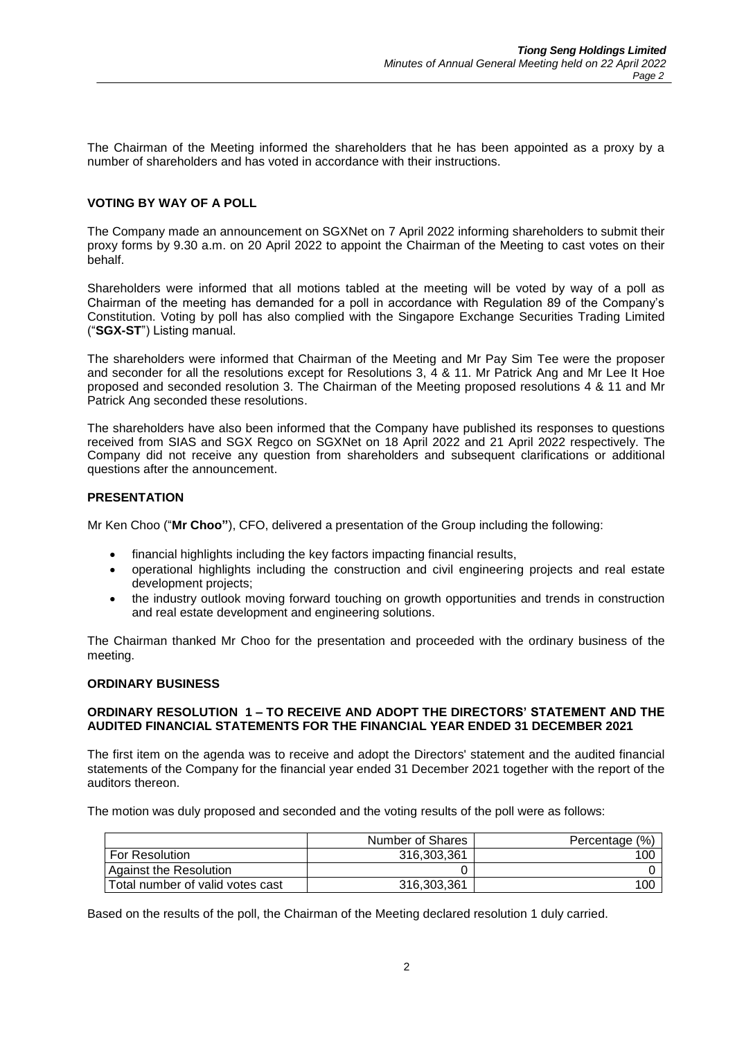The Chairman of the Meeting informed the shareholders that he has been appointed as a proxy by a number of shareholders and has voted in accordance with their instructions.

**VOTING BY WAY OF A POLL**

The Company made an announcement on SGXNet on 7 April 2022 informing shareholders to submit their proxy forms by 9.30 a.m. on 20 April 2022 to appoint the Chairman of the Meeting to cast votes on their behalf.

Shareholders were informed that all motions tabled at the meeting will be voted by way of a poll as Chairman of the meeting has demanded for a poll in accordance with Regulation 89 of the Company's Constitution. Voting by poll has also complied with the Singapore Exchange Securities Trading Limited ("**SGX-ST**") Listing manual.

The shareholders were informed that Chairman of the Meeting and Mr Pay Sim Tee were the proposer and seconder for all the resolutions except for Resolutions 3, 4 & 11. Mr Patrick Ang and Mr Lee It Hoe proposed and seconded resolution 3. The Chairman of the Meeting proposed resolutions 4 & 11 and Mr Patrick Ang seconded these resolutions.

The shareholders have also been informed that the Company have published its responses to questions received from SIAS and SGX Regco on SGXNet on 18 April 2022 and 21 April 2022 respectively. The Company did not receive any question from shareholders and subsequent clarifications or additional questions after the announcement.

**PRESENTATION**

Mr Ken Choo ("**Mr Choo"**), CFO, delivered a presentation of the Group including the following:

- financial highlights including the key factors impacting financial results,
- operational highlights including the construction and civil engineering projects and real estate development projects;
- the industry outlook moving forward touching on growth opportunities and trends in construction and real estate development and engineering solutions.

The Chairman thanked Mr Choo for the presentation and proceeded with the ordinary business of the meeting.

**ORDINARY BUSINESS**

**ORDINARY RESOLUTION 1 – TO RECEIVE AND ADOPT THE DIRECTORS' STATEMENT AND THE AUDITED FINANCIAL STATEMENTS FOR THE FINANCIAL YEAR ENDED 31 DECEMBER 2021**

The first item on the agenda was to receive and adopt the Directors' statement and the audited financial statements of the Company for the financial year ended 31 December 2021 together with the report of the auditors thereon.

The motion was duly proposed and seconded and the voting results of the poll were as follows:

| | Number of Shares | Percentage (%) |
|---|---|---|
| For Resolution | 316,303,361 | 100 |
| Against the Resolution | 0 | 0 |
| Total number of valid votes cast | 316,303,361 | 100 |

Based on the results of the poll, the Chairman of the Meeting declared resolution 1 duly carried.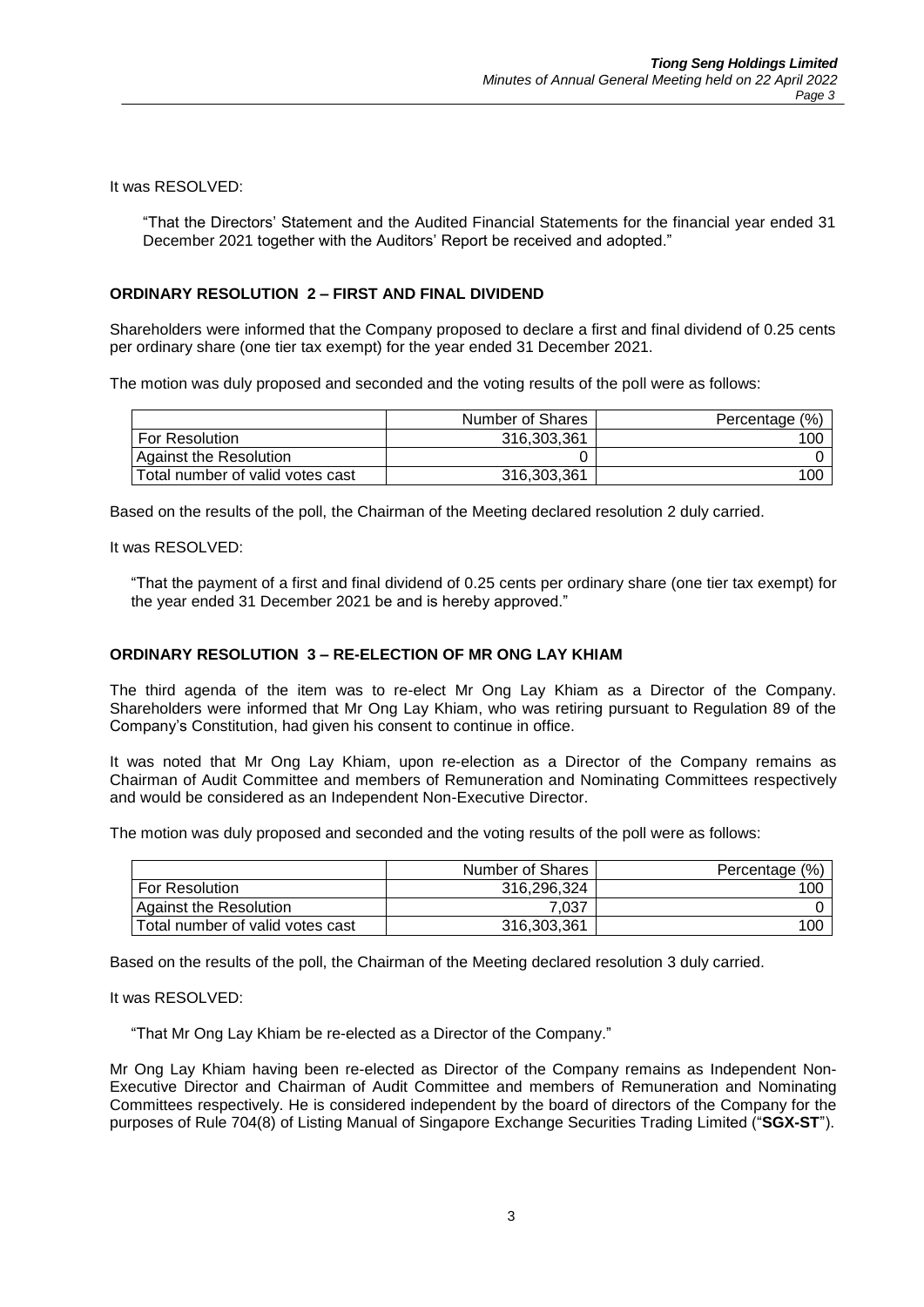It was RESOLVED:

> "That the Directors' Statement and the Audited Financial Statements for the financial year ended 31 December 2021 together with the Auditors' Report be received and adopted."

**ORDINARY RESOLUTION 2 – FIRST AND FINAL DIVIDEND**

Shareholders were informed that the Company proposed to declare a first and final dividend of 0.25 cents per ordinary share (one tier tax exempt) for the year ended 31 December 2021.

The motion was duly proposed and seconded and the voting results of the poll were as follows:

| | Number of Shares | Percentage (%) |
|---|---|---|
| For Resolution | 316,303,361 | 100 |
| Against the Resolution | 0 | 0 |
| Total number of valid votes cast | 316,303,361 | 100 |

Based on the results of the poll, the Chairman of the Meeting declared resolution 2 duly carried.

It was RESOLVED:

> "That the payment of a first and final dividend of 0.25 cents per ordinary share (one tier tax exempt) for the year ended 31 December 2021 be and is hereby approved."

**ORDINARY RESOLUTION 3 – RE-ELECTION OF MR ONG LAY KHIAM**

The third agenda of the item was to re-elect Mr Ong Lay Khiam as a Director of the Company. Shareholders were informed that Mr Ong Lay Khiam, who was retiring pursuant to Regulation 89 of the Company's Constitution, had given his consent to continue in office.

It was noted that Mr Ong Lay Khiam, upon re-election as a Director of the Company remains as Chairman of Audit Committee and members of Remuneration and Nominating Committees respectively and would be considered as an Independent Non-Executive Director.

The motion was duly proposed and seconded and the voting results of the poll were as follows:

| | Number of Shares | Percentage (%) |
|---|---|---|
| For Resolution | 316,296,324 | 100 |
| Against the Resolution | 7,037 | 0 |
| Total number of valid votes cast | 316,303,361 | 100 |

Based on the results of the poll, the Chairman of the Meeting declared resolution 3 duly carried.

It was RESOLVED:

> "That Mr Ong Lay Khiam be re-elected as a Director of the Company."

Mr Ong Lay Khiam having been re-elected as Director of the Company remains as Independent Non-Executive Director and Chairman of Audit Committee and members of Remuneration and Nominating Committees respectively. He is considered independent by the board of directors of the Company for the purposes of Rule 704(8) of Listing Manual of Singapore Exchange Securities Trading Limited ("**SGX-ST**").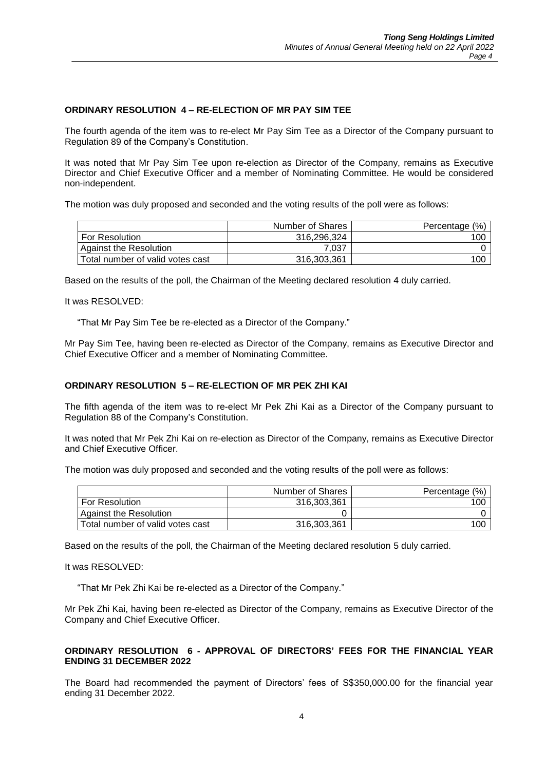**ORDINARY RESOLUTION 4 – RE-ELECTION OF MR PAY SIM TEE**

The fourth agenda of the item was to re-elect Mr Pay Sim Tee as a Director of the Company pursuant to Regulation 89 of the Company's Constitution.

It was noted that Mr Pay Sim Tee upon re-election as Director of the Company, remains as Executive Director and Chief Executive Officer and a member of Nominating Committee. He would be considered non-independent.

The motion was duly proposed and seconded and the voting results of the poll were as follows:

| | Number of Shares | Percentage (%) |
|---|---|---|
| For Resolution | 316,296,324 | 100 |
| Against the Resolution | 7,037 | 0 |
| Total number of valid votes cast | 316,303,361 | 100 |

Based on the results of the poll, the Chairman of the Meeting declared resolution 4 duly carried.

It was RESOLVED:

"That Mr Pay Sim Tee be re-elected as a Director of the Company."

Mr Pay Sim Tee, having been re-elected as Director of the Company, remains as Executive Director and Chief Executive Officer and a member of Nominating Committee.

**ORDINARY RESOLUTION 5 – RE-ELECTION OF MR PEK ZHI KAI**

The fifth agenda of the item was to re-elect Mr Pek Zhi Kai as a Director of the Company pursuant to Regulation 88 of the Company's Constitution.

It was noted that Mr Pek Zhi Kai on re-election as Director of the Company, remains as Executive Director and Chief Executive Officer.

The motion was duly proposed and seconded and the voting results of the poll were as follows:

| | Number of Shares | Percentage (%) |
|---|---|---|
| For Resolution | 316,303,361 | 100 |
| Against the Resolution | 0 | 0 |
| Total number of valid votes cast | 316,303,361 | 100 |

Based on the results of the poll, the Chairman of the Meeting declared resolution 5 duly carried.

It was RESOLVED:

"That Mr Pek Zhi Kai be re-elected as a Director of the Company."

Mr Pek Zhi Kai, having been re-elected as Director of the Company, remains as Executive Director of the Company and Chief Executive Officer.

**ORDINARY RESOLUTION 6 - APPROVAL OF DIRECTORS' FEES FOR THE FINANCIAL YEAR ENDING 31 DECEMBER 2022**

The Board had recommended the payment of Directors' fees of S$350,000.00 for the financial year ending 31 December 2022.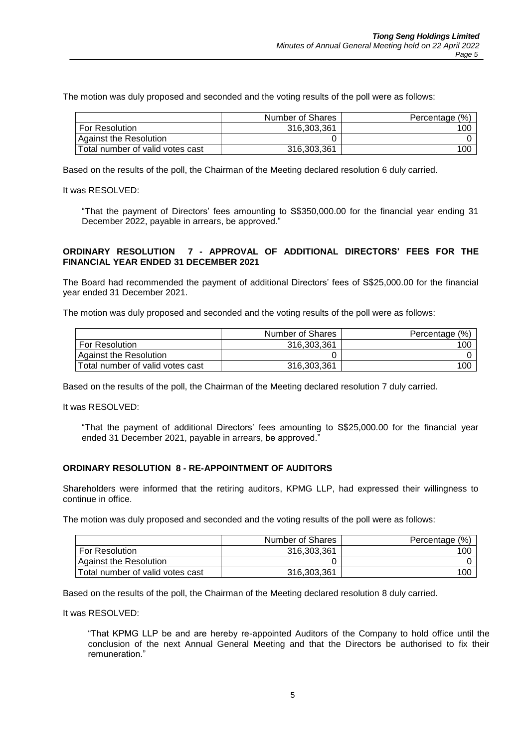The motion was duly proposed and seconded and the voting results of the poll were as follows:

| | Number of Shares | Percentage (%) |
|---|---|---|
| For Resolution | 316,303,361 | 100 |
| Against the Resolution | 0 | 0 |
| Total number of valid votes cast | 316,303,361 | 100 |

Based on the results of the poll, the Chairman of the Meeting declared resolution 6 duly carried.

It was RESOLVED:

> "That the payment of Directors' fees amounting to S$350,000.00 for the financial year ending 31 December 2022, payable in arrears, be approved."

**ORDINARY RESOLUTION 7 - APPROVAL OF ADDITIONAL DIRECTORS' FEES FOR THE FINANCIAL YEAR ENDED 31 DECEMBER 2021**

The Board had recommended the payment of additional Directors' fees of S$25,000.00 for the financial year ended 31 December 2021.

The motion was duly proposed and seconded and the voting results of the poll were as follows:

| | Number of Shares | Percentage (%) |
|---|---|---|
| For Resolution | 316,303,361 | 100 |
| Against the Resolution | 0 | 0 |
| Total number of valid votes cast | 316,303,361 | 100 |

Based on the results of the poll, the Chairman of the Meeting declared resolution 7 duly carried.

It was RESOLVED:

> "That the payment of additional Directors' fees amounting to S$25,000.00 for the financial year ended 31 December 2021, payable in arrears, be approved."

**ORDINARY RESOLUTION 8 - RE-APPOINTMENT OF AUDITORS**

Shareholders were informed that the retiring auditors, KPMG LLP, had expressed their willingness to continue in office.

The motion was duly proposed and seconded and the voting results of the poll were as follows:

| | Number of Shares | Percentage (%) |
|---|---|---|
| For Resolution | 316,303,361 | 100 |
| Against the Resolution | 0 | 0 |
| Total number of valid votes cast | 316,303,361 | 100 |

Based on the results of the poll, the Chairman of the Meeting declared resolution 8 duly carried.

It was RESOLVED:

> "That KPMG LLP be and are hereby re-appointed Auditors of the Company to hold office until the conclusion of the next Annual General Meeting and that the Directors be authorised to fix their remuneration."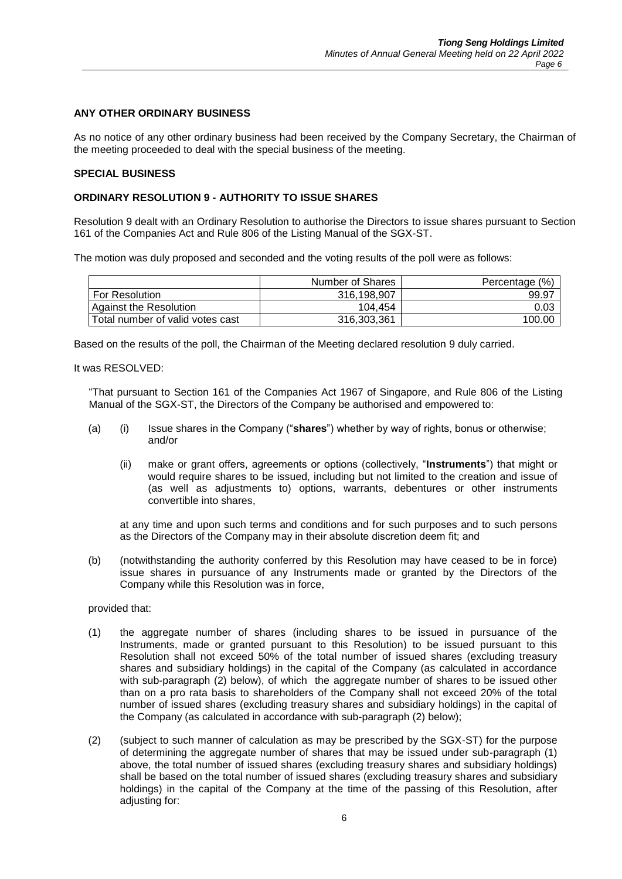**ANY OTHER ORDINARY BUSINESS**

As no notice of any other ordinary business had been received by the Company Secretary, the Chairman of the meeting proceeded to deal with the special business of the meeting.

**SPECIAL BUSINESS**

**ORDINARY RESOLUTION 9 - AUTHORITY TO ISSUE SHARES**

Resolution 9 dealt with an Ordinary Resolution to authorise the Directors to issue shares pursuant to Section 161 of the Companies Act and Rule 806 of the Listing Manual of the SGX-ST.

The motion was duly proposed and seconded and the voting results of the poll were as follows:

| | Number of Shares | Percentage (%) |
|---|---|---|
| For Resolution | 316,198,907 | 99.97 |
| Against the Resolution | 104,454 | 0.03 |
| Total number of valid votes cast | 316,303,361 | 100.00 |

Based on the results of the poll, the Chairman of the Meeting declared resolution 9 duly carried.

It was RESOLVED:

"That pursuant to Section 161 of the Companies Act 1967 of Singapore, and Rule 806 of the Listing Manual of the SGX-ST, the Directors of the Company be authorised and empowered to:

(a) (i) Issue shares in the Company ("**shares**") whether by way of rights, bonus or otherwise; and/or

(ii) make or grant offers, agreements or options (collectively, "**Instruments**") that might or would require shares to be issued, including but not limited to the creation and issue of (as well as adjustments to) options, warrants, debentures or other instruments convertible into shares,

at any time and upon such terms and conditions and for such purposes and to such persons as the Directors of the Company may in their absolute discretion deem fit; and

(b) (notwithstanding the authority conferred by this Resolution may have ceased to be in force) issue shares in pursuance of any Instruments made or granted by the Directors of the Company while this Resolution was in force,

provided that:

(1) the aggregate number of shares (including shares to be issued in pursuance of the Instruments, made or granted pursuant to this Resolution) to be issued pursuant to this Resolution shall not exceed 50% of the total number of issued shares (excluding treasury shares and subsidiary holdings) in the capital of the Company (as calculated in accordance with sub-paragraph (2) below), of which the aggregate number of shares to be issued other than on a pro rata basis to shareholders of the Company shall not exceed 20% of the total number of issued shares (excluding treasury shares and subsidiary holdings) in the capital of the Company (as calculated in accordance with sub-paragraph (2) below);

(2) (subject to such manner of calculation as may be prescribed by the SGX-ST) for the purpose of determining the aggregate number of shares that may be issued under sub-paragraph (1) above, the total number of issued shares (excluding treasury shares and subsidiary holdings) shall be based on the total number of issued shares (excluding treasury shares and subsidiary holdings) in the capital of the Company at the time of the passing of this Resolution, after adjusting for: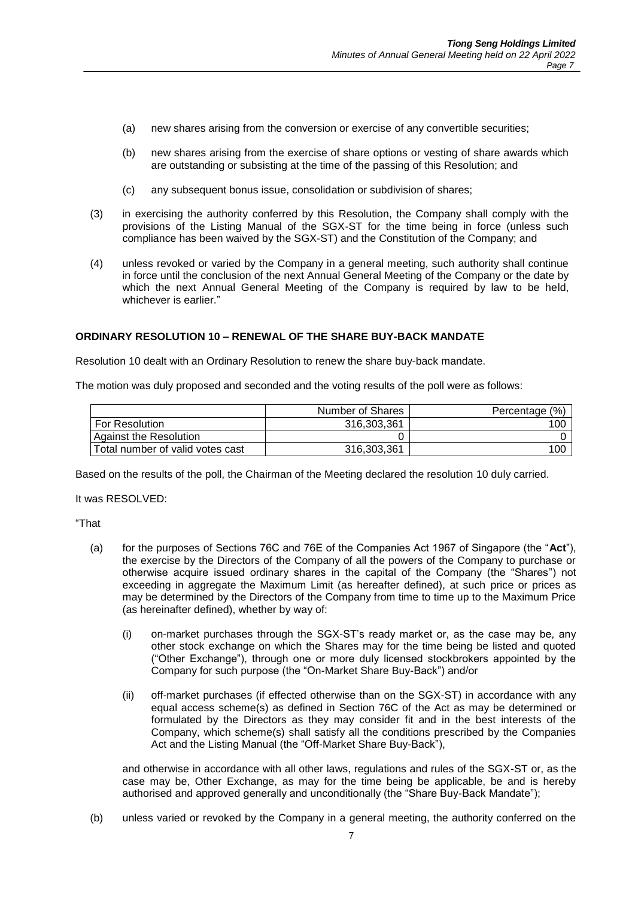(a) new shares arising from the conversion or exercise of any convertible securities;

(b) new shares arising from the exercise of share options or vesting of share awards which are outstanding or subsisting at the time of the passing of this Resolution; and

(c) any subsequent bonus issue, consolidation or subdivision of shares;

(3) in exercising the authority conferred by this Resolution, the Company shall comply with the provisions of the Listing Manual of the SGX-ST for the time being in force (unless such compliance has been waived by the SGX-ST) and the Constitution of the Company; and

(4) unless revoked or varied by the Company in a general meeting, such authority shall continue in force until the conclusion of the next Annual General Meeting of the Company or the date by which the next Annual General Meeting of the Company is required by law to be held, whichever is earlier."

**ORDINARY RESOLUTION 10 – RENEWAL OF THE SHARE BUY-BACK MANDATE**

Resolution 10 dealt with an Ordinary Resolution to renew the share buy-back mandate.

The motion was duly proposed and seconded and the voting results of the poll were as follows:

| | Number of Shares | Percentage (%) |
|---|---|---|
| For Resolution | 316,303,361 | 100 |
| Against the Resolution | 0 | 0 |
| Total number of valid votes cast | 316,303,361 | 100 |

Based on the results of the poll, the Chairman of the Meeting declared the resolution 10 duly carried.

It was RESOLVED:

"That

(a) for the purposes of Sections 76C and 76E of the Companies Act 1967 of Singapore (the "**Act**"), the exercise by the Directors of the Company of all the powers of the Company to purchase or otherwise acquire issued ordinary shares in the capital of the Company (the "Shares") not exceeding in aggregate the Maximum Limit (as hereafter defined), at such price or prices as may be determined by the Directors of the Company from time to time up to the Maximum Price (as hereinafter defined), whether by way of:

(i) on-market purchases through the SGX-ST's ready market or, as the case may be, any other stock exchange on which the Shares may for the time being be listed and quoted ("Other Exchange"), through one or more duly licensed stockbrokers appointed by the Company for such purpose (the "On-Market Share Buy-Back") and/or

(ii) off-market purchases (if effected otherwise than on the SGX-ST) in accordance with any equal access scheme(s) as defined in Section 76C of the Act as may be determined or formulated by the Directors as they may consider fit and in the best interests of the Company, which scheme(s) shall satisfy all the conditions prescribed by the Companies Act and the Listing Manual (the "Off-Market Share Buy-Back"),

and otherwise in accordance with all other laws, regulations and rules of the SGX-ST or, as the case may be, Other Exchange, as may for the time being be applicable, be and is hereby authorised and approved generally and unconditionally (the "Share Buy-Back Mandate");

(b) unless varied or revoked by the Company in a general meeting, the authority conferred on the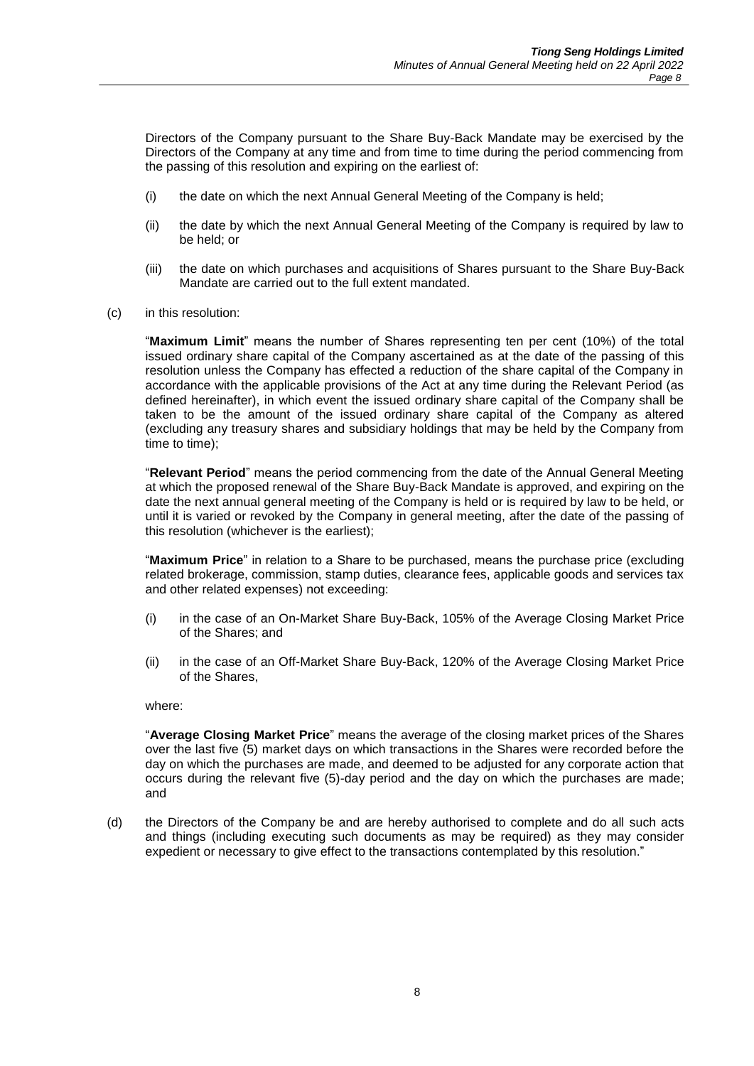Directors of the Company pursuant to the Share Buy-Back Mandate may be exercised by the Directors of the Company at any time and from time to time during the period commencing from the passing of this resolution and expiring on the earliest of:

(i) the date on which the next Annual General Meeting of the Company is held;

(ii) the date by which the next Annual General Meeting of the Company is required by law to be held; or

(iii) the date on which purchases and acquisitions of Shares pursuant to the Share Buy-Back Mandate are carried out to the full extent mandated.

(c) in this resolution:

"**Maximum Limit**" means the number of Shares representing ten per cent (10%) of the total issued ordinary share capital of the Company ascertained as at the date of the passing of this resolution unless the Company has effected a reduction of the share capital of the Company in accordance with the applicable provisions of the Act at any time during the Relevant Period (as defined hereinafter), in which event the issued ordinary share capital of the Company shall be taken to be the amount of the issued ordinary share capital of the Company as altered (excluding any treasury shares and subsidiary holdings that may be held by the Company from time to time);

"**Relevant Period**" means the period commencing from the date of the Annual General Meeting at which the proposed renewal of the Share Buy-Back Mandate is approved, and expiring on the date the next annual general meeting of the Company is held or is required by law to be held, or until it is varied or revoked by the Company in general meeting, after the date of the passing of this resolution (whichever is the earliest);

"**Maximum Price**" in relation to a Share to be purchased, means the purchase price (excluding related brokerage, commission, stamp duties, clearance fees, applicable goods and services tax and other related expenses) not exceeding:

(i) in the case of an On-Market Share Buy-Back, 105% of the Average Closing Market Price of the Shares; and

(ii) in the case of an Off-Market Share Buy-Back, 120% of the Average Closing Market Price of the Shares,

where:

"**Average Closing Market Price**" means the average of the closing market prices of the Shares over the last five (5) market days on which transactions in the Shares were recorded before the day on which the purchases are made, and deemed to be adjusted for any corporate action that occurs during the relevant five (5)-day period and the day on which the purchases are made; and

(d) the Directors of the Company be and are hereby authorised to complete and do all such acts and things (including executing such documents as may be required) as they may consider expedient or necessary to give effect to the transactions contemplated by this resolution."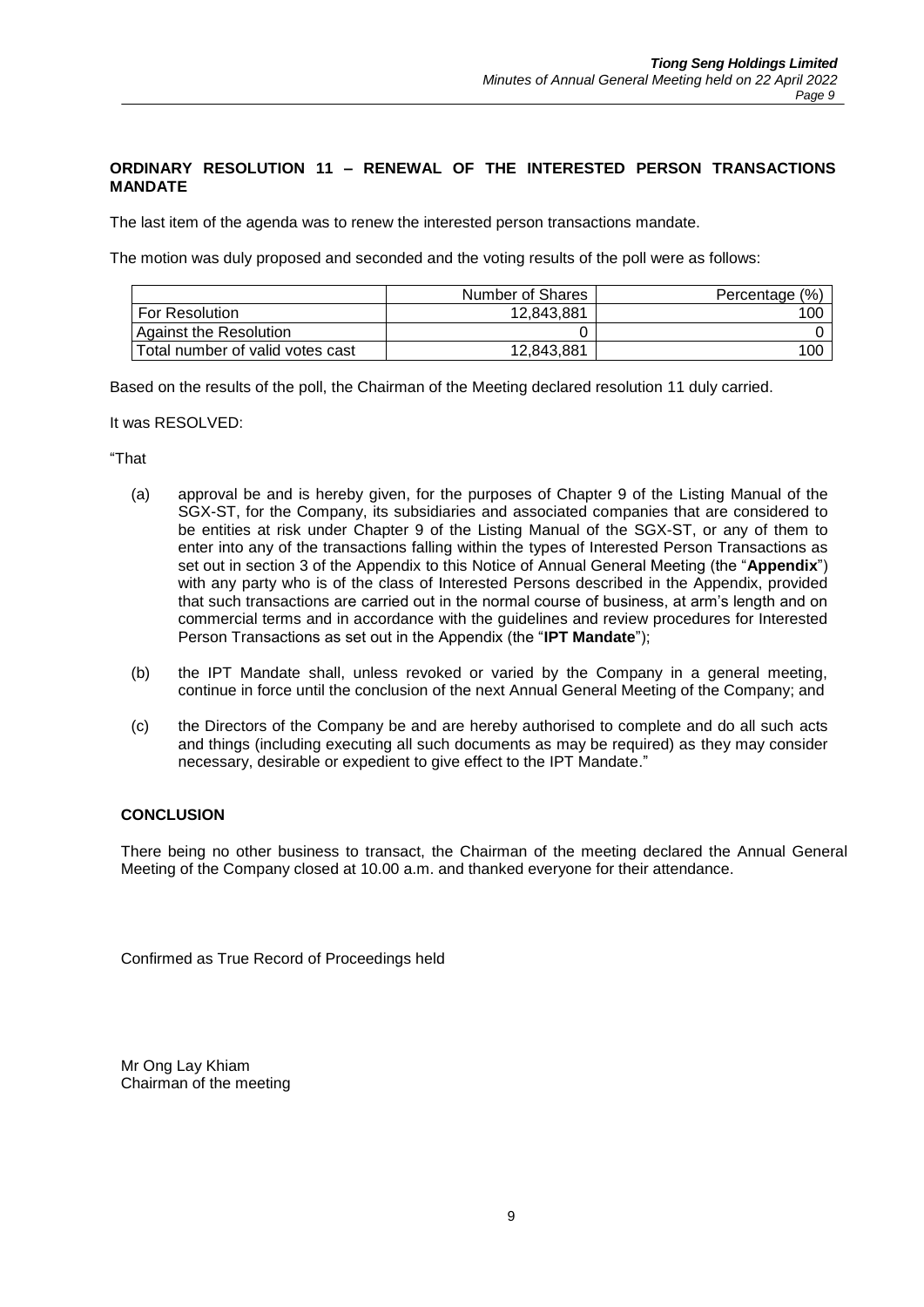**ORDINARY RESOLUTION 11 – RENEWAL OF THE INTERESTED PERSON TRANSACTIONS MANDATE**

The last item of the agenda was to renew the interested person transactions mandate.

The motion was duly proposed and seconded and the voting results of the poll were as follows:

| | Number of Shares | Percentage (%) |
|---|---|---|
| For Resolution | 12,843,881 | 100 |
| Against the Resolution | 0 | 0 |
| Total number of valid votes cast | 12,843,881 | 100 |

Based on the results of the poll, the Chairman of the Meeting declared resolution 11 duly carried.

It was RESOLVED:

"That

(a) approval be and is hereby given, for the purposes of Chapter 9 of the Listing Manual of the SGX-ST, for the Company, its subsidiaries and associated companies that are considered to be entities at risk under Chapter 9 of the Listing Manual of the SGX-ST, or any of them to enter into any of the transactions falling within the types of Interested Person Transactions as set out in section 3 of the Appendix to this Notice of Annual General Meeting (the "**Appendix**") with any party who is of the class of Interested Persons described in the Appendix, provided that such transactions are carried out in the normal course of business, at arm's length and on commercial terms and in accordance with the guidelines and review procedures for Interested Person Transactions as set out in the Appendix (the "**IPT Mandate**");

(b) the IPT Mandate shall, unless revoked or varied by the Company in a general meeting, continue in force until the conclusion of the next Annual General Meeting of the Company; and

(c) the Directors of the Company be and are hereby authorised to complete and do all such acts and things (including executing all such documents as may be required) as they may consider necessary, desirable or expedient to give effect to the IPT Mandate."

**CONCLUSION**

There being no other business to transact, the Chairman of the meeting declared the Annual General Meeting of the Company closed at 10.00 a.m. and thanked everyone for their attendance.

Confirmed as True Record of Proceedings held

Mr Ong Lay Khiam
Chairman of the meeting